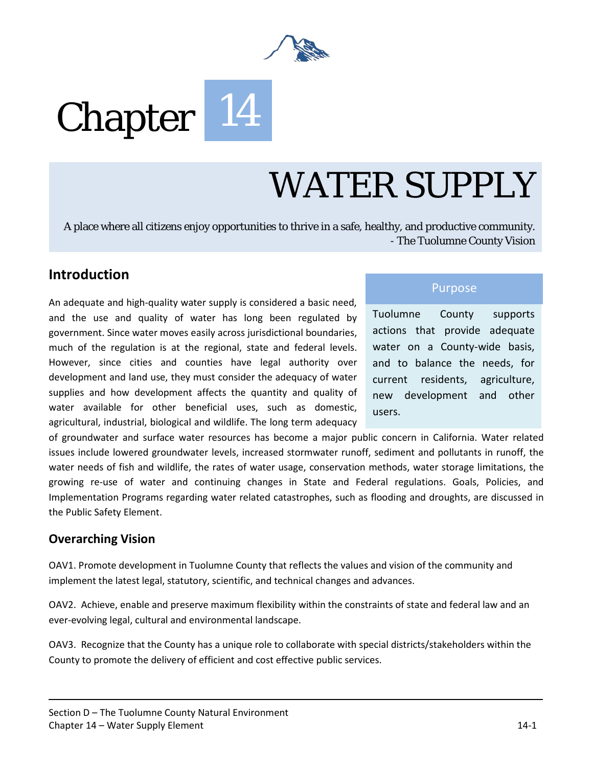# Chapter 14

# WATER SUPPLY

A place where all citizens enjoy opportunities to thrive in a safe, healthy, and productive community.
- The Tuolumne County Vision

## Introduction

An adequate and high-quality water supply is considered a basic need, and the use and quality of water has long been regulated by government. Since water moves easily across jurisdictional boundaries, much of the regulation is at the regional, state and federal levels. However, since cities and counties have legal authority over development and land use, they must consider the adequacy of water supplies and how development affects the quantity and quality of water available for other beneficial uses, such as domestic, agricultural, industrial, biological and wildlife. The long term adequacy of groundwater and surface water resources has become a major public concern in California. Water related issues include lowered groundwater levels, increased stormwater runoff, sediment and pollutants in runoff, the water needs of fish and wildlife, the rates of water usage, conservation methods, water storage limitations, the growing re-use of water and continuing changes in State and Federal regulations. Goals, Policies, and Implementation Programs regarding water related catastrophes, such as flooding and droughts, are discussed in the Public Safety Element.

**Purpose**

Tuolumne County supports actions that provide adequate water on a County-wide basis, and to balance the needs, for current residents, agriculture, new development and other users.

## Overarching Vision

OAV1. Promote development in Tuolumne County that reflects the values and vision of the community and implement the latest legal, statutory, scientific, and technical changes and advances.

OAV2. Achieve, enable and preserve maximum flexibility within the constraints of state and federal law and an ever-evolving legal, cultural and environmental landscape.

OAV3. Recognize that the County has a unique role to collaborate with special districts/stakeholders within the County to promote the delivery of efficient and cost effective public services.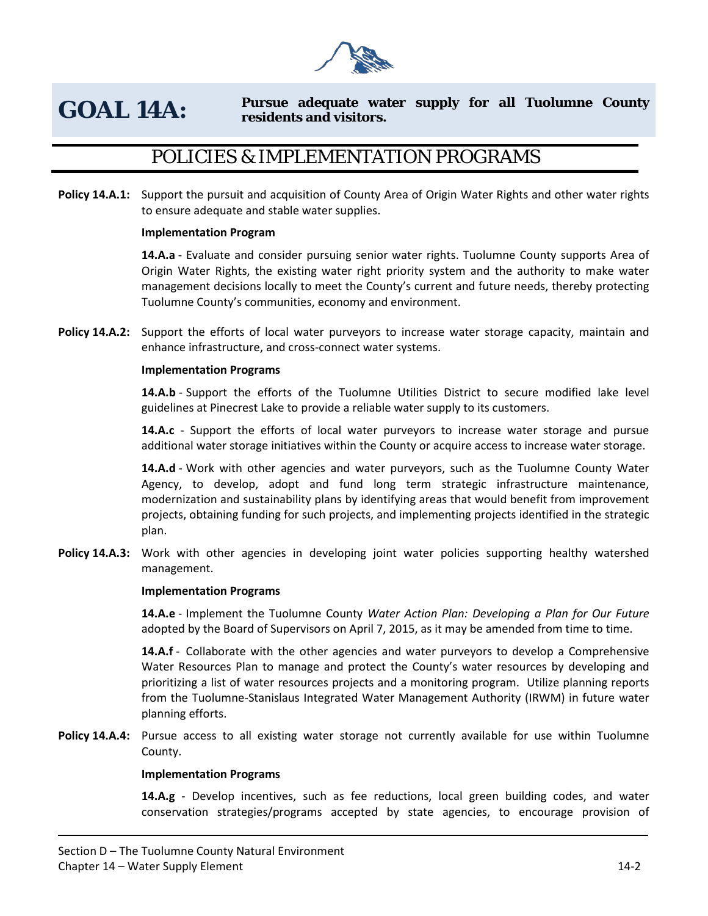# GOAL 14A: Pursue adequate water supply for all Tuolumne County residents and visitors.

## POLICIES & IMPLEMENTATION PROGRAMS

**Policy 14.A.1:** Support the pursuit and acquisition of County Area of Origin Water Rights and other water rights to ensure adequate and stable water supplies.

**Implementation Program**

**14.A.a** - Evaluate and consider pursuing senior water rights. Tuolumne County supports Area of Origin Water Rights, the existing water right priority system and the authority to make water management decisions locally to meet the County's current and future needs, thereby protecting Tuolumne County's communities, economy and environment.

**Policy 14.A.2:** Support the efforts of local water purveyors to increase water storage capacity, maintain and enhance infrastructure, and cross-connect water systems.

**Implementation Programs**

**14.A.b** - Support the efforts of the Tuolumne Utilities District to secure modified lake level guidelines at Pinecrest Lake to provide a reliable water supply to its customers.

**14.A.c** - Support the efforts of local water purveyors to increase water storage and pursue additional water storage initiatives within the County or acquire access to increase water storage.

**14.A.d** - Work with other agencies and water purveyors, such as the Tuolumne County Water Agency, to develop, adopt and fund long term strategic infrastructure maintenance, modernization and sustainability plans by identifying areas that would benefit from improvement projects, obtaining funding for such projects, and implementing projects identified in the strategic plan.

**Policy 14.A.3:** Work with other agencies in developing joint water policies supporting healthy watershed management.

**Implementation Programs**

**14.A.e** - Implement the Tuolumne County *Water Action Plan: Developing a Plan for Our Future* adopted by the Board of Supervisors on April 7, 2015, as it may be amended from time to time.

**14.A.f** - Collaborate with the other agencies and water purveyors to develop a Comprehensive Water Resources Plan to manage and protect the County's water resources by developing and prioritizing a list of water resources projects and a monitoring program. Utilize planning reports from the Tuolumne-Stanislaus Integrated Water Management Authority (IRWM) in future water planning efforts.

**Policy 14.A.4:** Pursue access to all existing water storage not currently available for use within Tuolumne County.

**Implementation Programs**

**14.A.g** - Develop incentives, such as fee reductions, local green building codes, and water conservation strategies/programs accepted by state agencies, to encourage provision of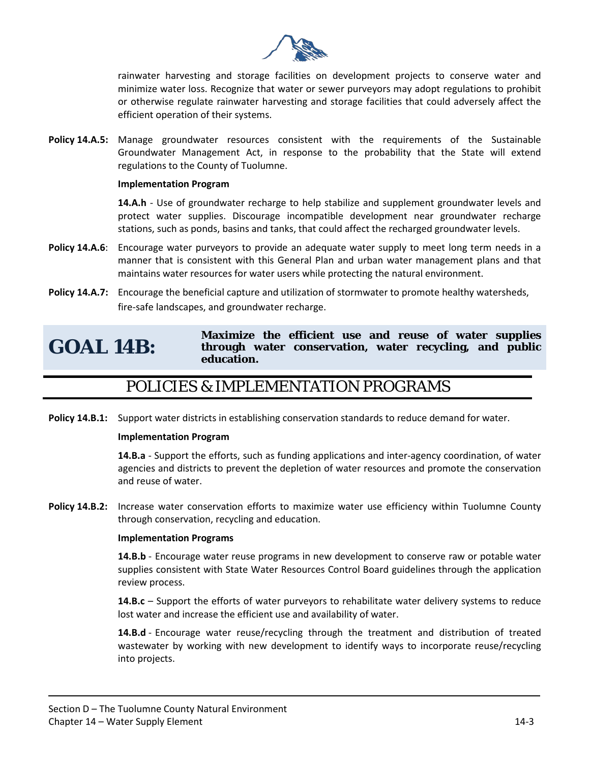rainwater harvesting and storage facilities on development projects to conserve water and minimize water loss. Recognize that water or sewer purveyors may adopt regulations to prohibit or otherwise regulate rainwater harvesting and storage facilities that could adversely affect the efficient operation of their systems.

**Policy 14.A.5:** Manage groundwater resources consistent with the requirements of the Sustainable Groundwater Management Act, in response to the probability that the State will extend regulations to the County of Tuolumne.

**Implementation Program**

**14.A.h** - Use of groundwater recharge to help stabilize and supplement groundwater levels and protect water supplies. Discourage incompatible development near groundwater recharge stations, such as ponds, basins and tanks, that could affect the recharged groundwater levels.

**Policy 14.A.6**: Encourage water purveyors to provide an adequate water supply to meet long term needs in a manner that is consistent with this General Plan and urban water management plans and that maintains water resources for water users while protecting the natural environment.

**Policy 14.A.7:** Encourage the beneficial capture and utilization of stormwater to promote healthy watersheds, fire-safe landscapes, and groundwater recharge.

## GOAL 14B: Maximize the efficient use and reuse of water supplies through water conservation, water recycling, and public education.

## POLICIES & IMPLEMENTATION PROGRAMS

**Policy 14.B.1:** Support water districts in establishing conservation standards to reduce demand for water.

**Implementation Program**

**14.B.a** - Support the efforts, such as funding applications and inter-agency coordination, of water agencies and districts to prevent the depletion of water resources and promote the conservation and reuse of water.

**Policy 14.B.2:** Increase water conservation efforts to maximize water use efficiency within Tuolumne County through conservation, recycling and education.

**Implementation Programs**

**14.B.b** - Encourage water reuse programs in new development to conserve raw or potable water supplies consistent with State Water Resources Control Board guidelines through the application review process.

**14.B.c** – Support the efforts of water purveyors to rehabilitate water delivery systems to reduce lost water and increase the efficient use and availability of water.

**14.B.d** - Encourage water reuse/recycling through the treatment and distribution of treated wastewater by working with new development to identify ways to incorporate reuse/recycling into projects.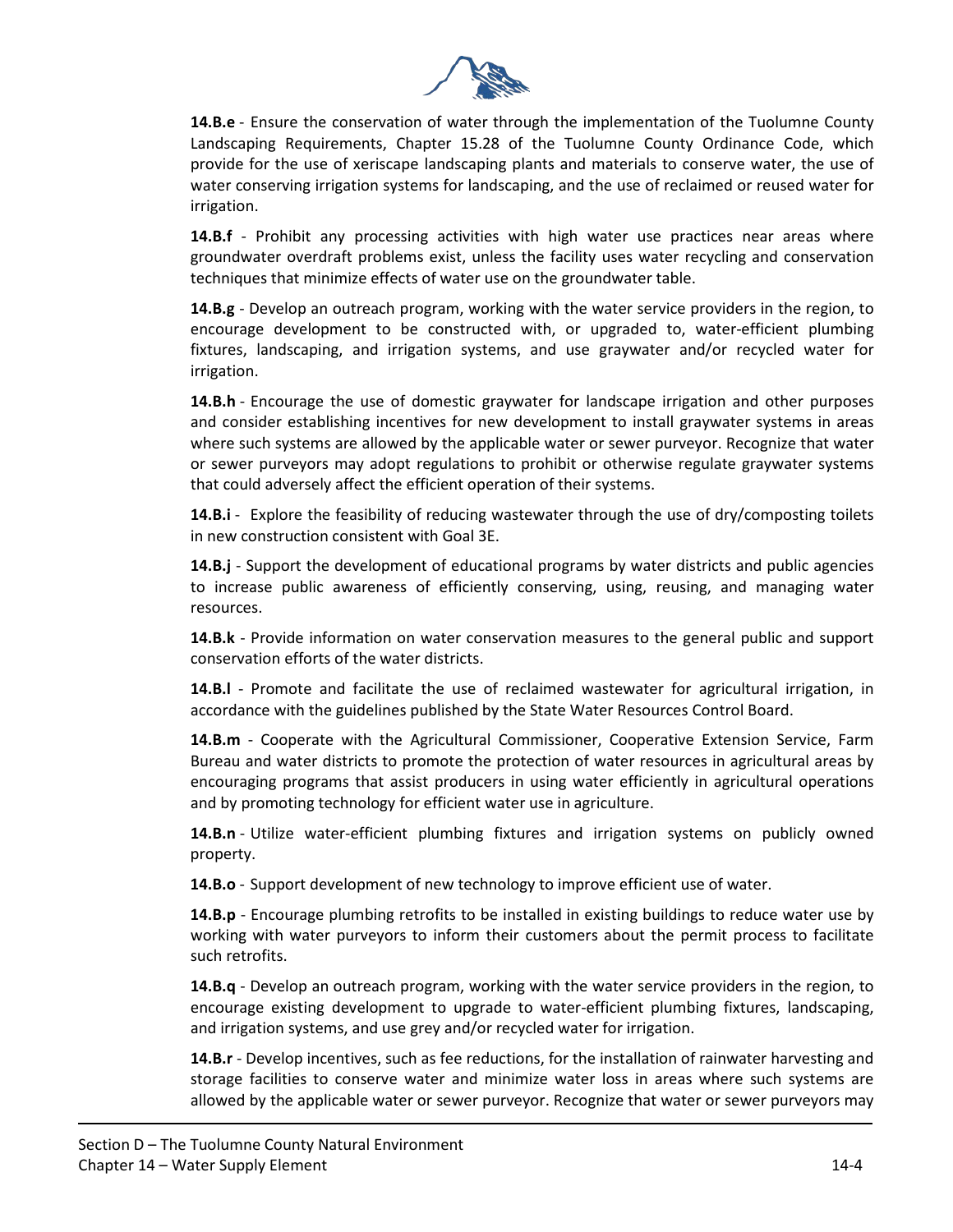**14.B.e** - Ensure the conservation of water through the implementation of the Tuolumne County Landscaping Requirements, Chapter 15.28 of the Tuolumne County Ordinance Code, which provide for the use of xeriscape landscaping plants and materials to conserve water, the use of water conserving irrigation systems for landscaping, and the use of reclaimed or reused water for irrigation.

**14.B.f** - Prohibit any processing activities with high water use practices near areas where groundwater overdraft problems exist, unless the facility uses water recycling and conservation techniques that minimize effects of water use on the groundwater table.

**14.B.g** - Develop an outreach program, working with the water service providers in the region, to encourage development to be constructed with, or upgraded to, water-efficient plumbing fixtures, landscaping, and irrigation systems, and use graywater and/or recycled water for irrigation.

**14.B.h** - Encourage the use of domestic graywater for landscape irrigation and other purposes and consider establishing incentives for new development to install graywater systems in areas where such systems are allowed by the applicable water or sewer purveyor. Recognize that water or sewer purveyors may adopt regulations to prohibit or otherwise regulate graywater systems that could adversely affect the efficient operation of their systems.

**14.B.i** - Explore the feasibility of reducing wastewater through the use of dry/composting toilets in new construction consistent with Goal 3E.

**14.B.j** - Support the development of educational programs by water districts and public agencies to increase public awareness of efficiently conserving, using, reusing, and managing water resources.

**14.B.k** - Provide information on water conservation measures to the general public and support conservation efforts of the water districts.

**14.B.l** - Promote and facilitate the use of reclaimed wastewater for agricultural irrigation, in accordance with the guidelines published by the State Water Resources Control Board.

**14.B.m** - Cooperate with the Agricultural Commissioner, Cooperative Extension Service, Farm Bureau and water districts to promote the protection of water resources in agricultural areas by encouraging programs that assist producers in using water efficiently in agricultural operations and by promoting technology for efficient water use in agriculture.

**14.B.n** - Utilize water-efficient plumbing fixtures and irrigation systems on publicly owned property.

**14.B.o** - Support development of new technology to improve efficient use of water.

**14.B.p** - Encourage plumbing retrofits to be installed in existing buildings to reduce water use by working with water purveyors to inform their customers about the permit process to facilitate such retrofits.

**14.B.q** - Develop an outreach program, working with the water service providers in the region, to encourage existing development to upgrade to water-efficient plumbing fixtures, landscaping, and irrigation systems, and use grey and/or recycled water for irrigation.

**14.B.r** - Develop incentives, such as fee reductions, for the installation of rainwater harvesting and storage facilities to conserve water and minimize water loss in areas where such systems are allowed by the applicable water or sewer purveyor. Recognize that water or sewer purveyors may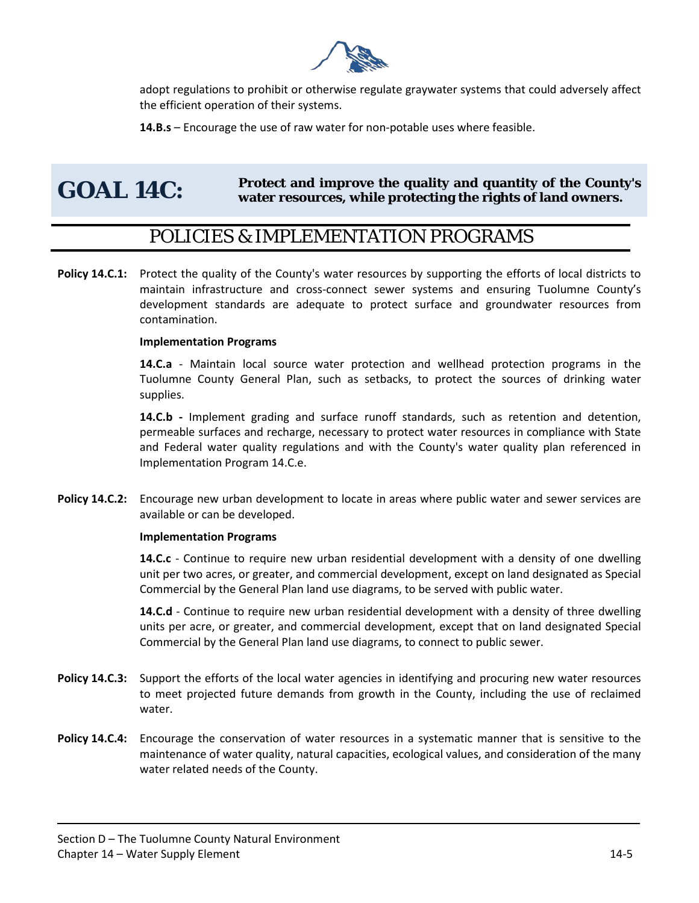adopt regulations to prohibit or otherwise regulate graywater systems that could adversely affect the efficient operation of their systems.

**14.B.s** – Encourage the use of raw water for non-potable uses where feasible.

# GOAL 14C: Protect and improve the quality and quantity of the County's water resources, while protecting the rights of land owners.

## POLICIES & IMPLEMENTATION PROGRAMS

**Policy 14.C.1:** Protect the quality of the County's water resources by supporting the efforts of local districts to maintain infrastructure and cross-connect sewer systems and ensuring Tuolumne County's development standards are adequate to protect surface and groundwater resources from contamination.

**Implementation Programs**

**14.C.a** - Maintain local source water protection and wellhead protection programs in the Tuolumne County General Plan, such as setbacks, to protect the sources of drinking water supplies.

**14.C.b -** Implement grading and surface runoff standards, such as retention and detention, permeable surfaces and recharge, necessary to protect water resources in compliance with State and Federal water quality regulations and with the County's water quality plan referenced in Implementation Program 14.C.e.

**Policy 14.C.2:** Encourage new urban development to locate in areas where public water and sewer services are available or can be developed.

**Implementation Programs**

**14.C.c** - Continue to require new urban residential development with a density of one dwelling unit per two acres, or greater, and commercial development, except on land designated as Special Commercial by the General Plan land use diagrams, to be served with public water.

**14.C.d** - Continue to require new urban residential development with a density of three dwelling units per acre, or greater, and commercial development, except that on land designated Special Commercial by the General Plan land use diagrams, to connect to public sewer.

**Policy 14.C.3:** Support the efforts of the local water agencies in identifying and procuring new water resources to meet projected future demands from growth in the County, including the use of reclaimed water.

**Policy 14.C.4:** Encourage the conservation of water resources in a systematic manner that is sensitive to the maintenance of water quality, natural capacities, ecological values, and consideration of the many water related needs of the County.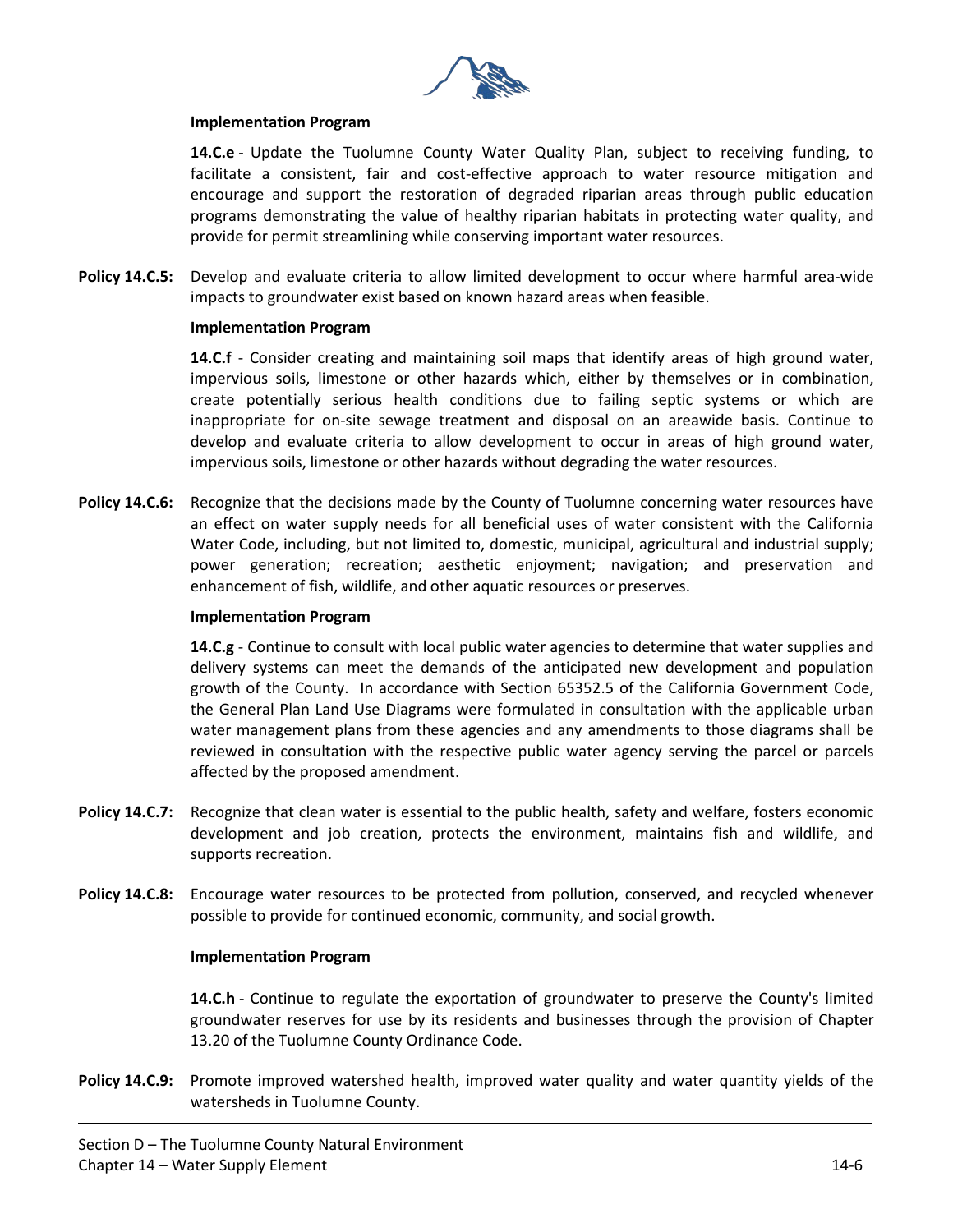**Implementation Program**

**14.C.e** - Update the Tuolumne County Water Quality Plan, subject to receiving funding, to facilitate a consistent, fair and cost-effective approach to water resource mitigation and encourage and support the restoration of degraded riparian areas through public education programs demonstrating the value of healthy riparian habitats in protecting water quality, and provide for permit streamlining while conserving important water resources.

**Policy 14.C.5:** Develop and evaluate criteria to allow limited development to occur where harmful area-wide impacts to groundwater exist based on known hazard areas when feasible.

**Implementation Program**

**14.C.f** - Consider creating and maintaining soil maps that identify areas of high ground water, impervious soils, limestone or other hazards which, either by themselves or in combination, create potentially serious health conditions due to failing septic systems or which are inappropriate for on-site sewage treatment and disposal on an areawide basis. Continue to develop and evaluate criteria to allow development to occur in areas of high ground water, impervious soils, limestone or other hazards without degrading the water resources.

**Policy 14.C.6:** Recognize that the decisions made by the County of Tuolumne concerning water resources have an effect on water supply needs for all beneficial uses of water consistent with the California Water Code, including, but not limited to, domestic, municipal, agricultural and industrial supply; power generation; recreation; aesthetic enjoyment; navigation; and preservation and enhancement of fish, wildlife, and other aquatic resources or preserves.

**Implementation Program**

**14.C.g** - Continue to consult with local public water agencies to determine that water supplies and delivery systems can meet the demands of the anticipated new development and population growth of the County. In accordance with Section 65352.5 of the California Government Code, the General Plan Land Use Diagrams were formulated in consultation with the applicable urban water management plans from these agencies and any amendments to those diagrams shall be reviewed in consultation with the respective public water agency serving the parcel or parcels affected by the proposed amendment.

**Policy 14.C.7:** Recognize that clean water is essential to the public health, safety and welfare, fosters economic development and job creation, protects the environment, maintains fish and wildlife, and supports recreation.

**Policy 14.C.8:** Encourage water resources to be protected from pollution, conserved, and recycled whenever possible to provide for continued economic, community, and social growth.

**Implementation Program**

**14.C.h** - Continue to regulate the exportation of groundwater to preserve the County's limited groundwater reserves for use by its residents and businesses through the provision of Chapter 13.20 of the Tuolumne County Ordinance Code.

**Policy 14.C.9:** Promote improved watershed health, improved water quality and water quantity yields of the watersheds in Tuolumne County.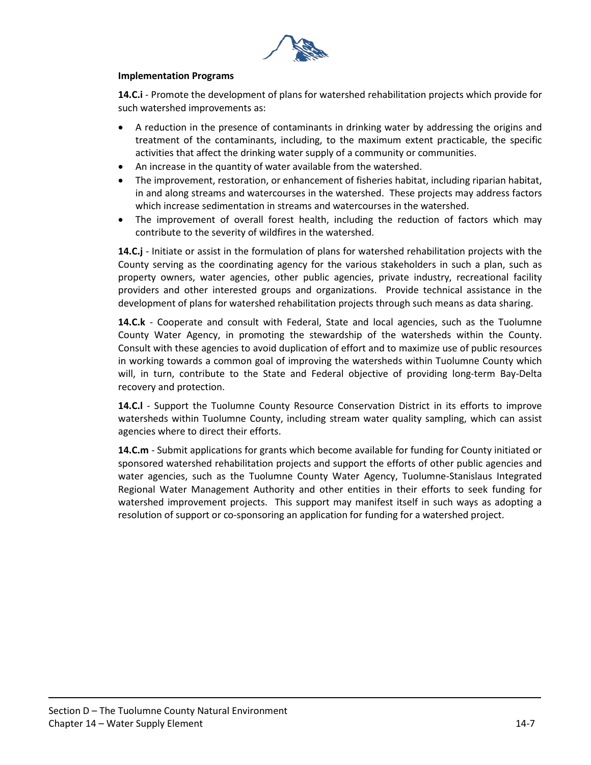**Implementation Programs**

**14.C.i** - Promote the development of plans for watershed rehabilitation projects which provide for such watershed improvements as:

- A reduction in the presence of contaminants in drinking water by addressing the origins and treatment of the contaminants, including, to the maximum extent practicable, the specific activities that affect the drinking water supply of a community or communities.
- An increase in the quantity of water available from the watershed.
- The improvement, restoration, or enhancement of fisheries habitat, including riparian habitat, in and along streams and watercourses in the watershed. These projects may address factors which increase sedimentation in streams and watercourses in the watershed.
- The improvement of overall forest health, including the reduction of factors which may contribute to the severity of wildfires in the watershed.

**14.C.j** - Initiate or assist in the formulation of plans for watershed rehabilitation projects with the County serving as the coordinating agency for the various stakeholders in such a plan, such as property owners, water agencies, other public agencies, private industry, recreational facility providers and other interested groups and organizations. Provide technical assistance in the development of plans for watershed rehabilitation projects through such means as data sharing.

**14.C.k** - Cooperate and consult with Federal, State and local agencies, such as the Tuolumne County Water Agency, in promoting the stewardship of the watersheds within the County. Consult with these agencies to avoid duplication of effort and to maximize use of public resources in working towards a common goal of improving the watersheds within Tuolumne County which will, in turn, contribute to the State and Federal objective of providing long-term Bay-Delta recovery and protection.

**14.C.l** - Support the Tuolumne County Resource Conservation District in its efforts to improve watersheds within Tuolumne County, including stream water quality sampling, which can assist agencies where to direct their efforts.

**14.C.m** - Submit applications for grants which become available for funding for County initiated or sponsored watershed rehabilitation projects and support the efforts of other public agencies and water agencies, such as the Tuolumne County Water Agency, Tuolumne-Stanislaus Integrated Regional Water Management Authority and other entities in their efforts to seek funding for watershed improvement projects. This support may manifest itself in such ways as adopting a resolution of support or co-sponsoring an application for funding for a watershed project.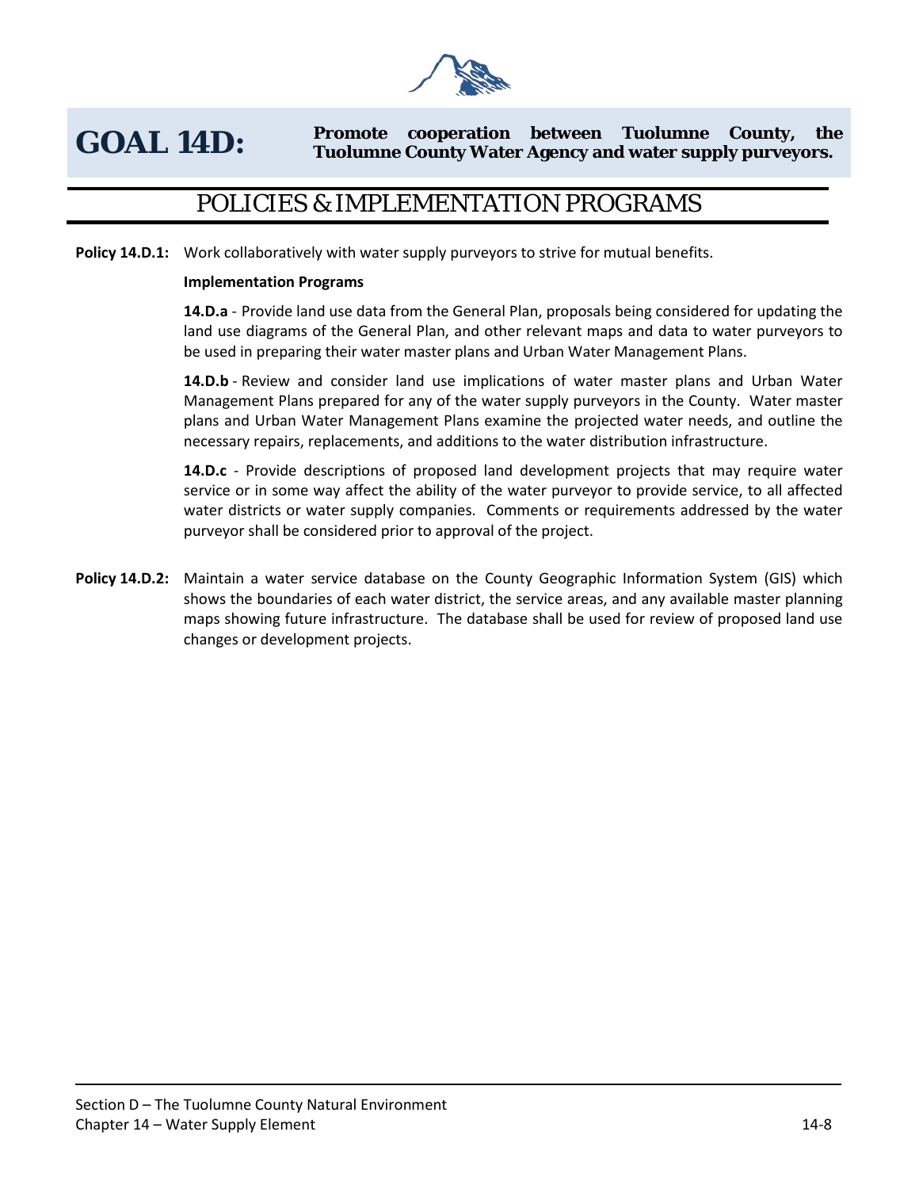# GOAL 14D: Promote cooperation between Tuolumne County, the Tuolumne County Water Agency and water supply purveyors.

## POLICIES & IMPLEMENTATION PROGRAMS

**Policy 14.D.1:** Work collaboratively with water supply purveyors to strive for mutual benefits.

**Implementation Programs**

**14.D.a** - Provide land use data from the General Plan, proposals being considered for updating the land use diagrams of the General Plan, and other relevant maps and data to water purveyors to be used in preparing their water master plans and Urban Water Management Plans.

**14.D.b** - Review and consider land use implications of water master plans and Urban Water Management Plans prepared for any of the water supply purveyors in the County. Water master plans and Urban Water Management Plans examine the projected water needs, and outline the necessary repairs, replacements, and additions to the water distribution infrastructure.

**14.D.c** - Provide descriptions of proposed land development projects that may require water service or in some way affect the ability of the water purveyor to provide service, to all affected water districts or water supply companies. Comments or requirements addressed by the water purveyor shall be considered prior to approval of the project.

**Policy 14.D.2:** Maintain a water service database on the County Geographic Information System (GIS) which shows the boundaries of each water district, the service areas, and any available master planning maps showing future infrastructure. The database shall be used for review of proposed land use changes or development projects.